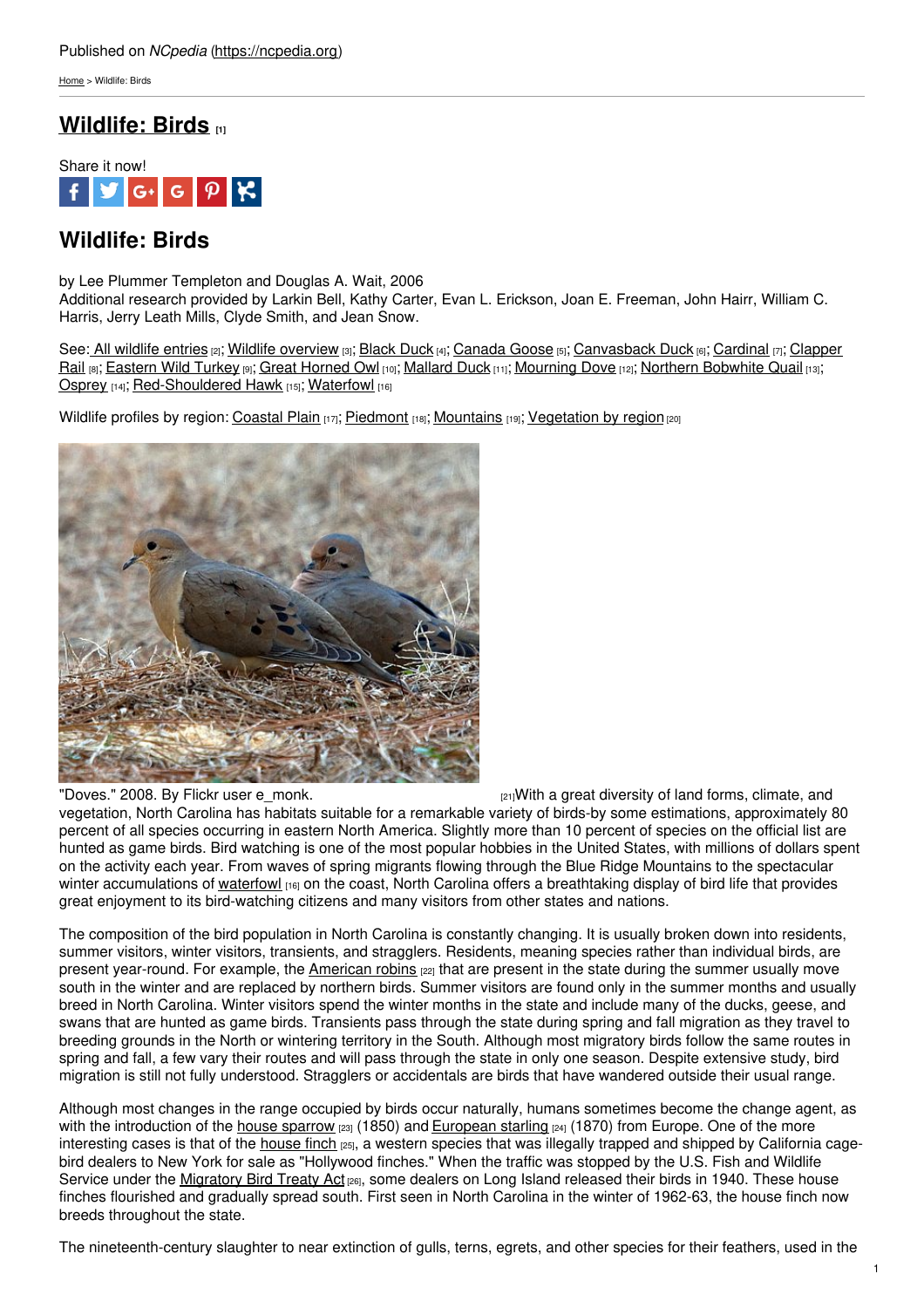Published on *NCpedia* (https://ncpedia.org)

Home > Wildlife: Birds

# Wildlife: Birds [1]

Share it now!

## Wildlife: Birds

by Lee Plummer Templeton and Douglas A. Wait, 2006
Additional research provided by Larkin Bell, Kathy Carter, Evan L. Erickson, Joan E. Freeman, John Hairr, William C. Harris, Jerry Leath Mills, Clyde Smith, and Jean Snow.

See: All wildlife entries [2]; Wildlife overview [3]; Black Duck [4]; Canada Goose [5]; Canvasback Duck [6]; Cardinal [7]; Clapper Rail [8]; Eastern Wild Turkey [9]; Great Horned Owl [10]; Mallard Duck [11]; Mourning Dove [12]; Northern Bobwhite Quail [13]; Osprey [14]; Red-Shouldered Hawk [15]; Waterfowl [16]

Wildlife profiles by region: Coastal Plain [17]; Piedmont [18]; Mountains [19]; Vegetation by region [20]

"Doves." 2008. By Flickr user e_monk. [21]

With a great diversity of land forms, climate, and vegetation, North Carolina has habitats suitable for a remarkable variety of birds-by some estimations, approximately 80 percent of all species occurring in eastern North America. Slightly more than 10 percent of species on the official list are hunted as game birds. Bird watching is one of the most popular hobbies in the United States, with millions of dollars spent on the activity each year. From waves of spring migrants flowing through the Blue Ridge Mountains to the spectacular winter accumulations of waterfowl [16] on the coast, North Carolina offers a breathtaking display of bird life that provides great enjoyment to its bird-watching citizens and many visitors from other states and nations.

The composition of the bird population in North Carolina is constantly changing. It is usually broken down into residents, summer visitors, winter visitors, transients, and stragglers. Residents, meaning species rather than individual birds, are present year-round. For example, the American robins [22] that are present in the state during the summer usually move south in the winter and are replaced by northern birds. Summer visitors are found only in the summer months and usually breed in North Carolina. Winter visitors spend the winter months in the state and include many of the ducks, geese, and swans that are hunted as game birds. Transients pass through the state during spring and fall migration as they travel to breeding grounds in the North or wintering territory in the South. Although most migratory birds follow the same routes in spring and fall, a few vary their routes and will pass through the state in only one season. Despite extensive study, bird migration is still not fully understood. Stragglers or accidentals are birds that have wandered outside their usual range.

Although most changes in the range occupied by birds occur naturally, humans sometimes become the change agent, as with the introduction of the house sparrow [23] (1850) and European starling [24] (1870) from Europe. One of the more interesting cases is that of the house finch [25], a western species that was illegally trapped and shipped by California cage-bird dealers to New York for sale as "Hollywood finches." When the traffic was stopped by the U.S. Fish and Wildlife Service under the Migratory Bird Treaty Act [26], some dealers on Long Island released their birds in 1940. These house finches flourished and gradually spread south. First seen in North Carolina in the winter of 1962-63, the house finch now breeds throughout the state.

The nineteenth-century slaughter to near extinction of gulls, terns, egrets, and other species for their feathers, used in the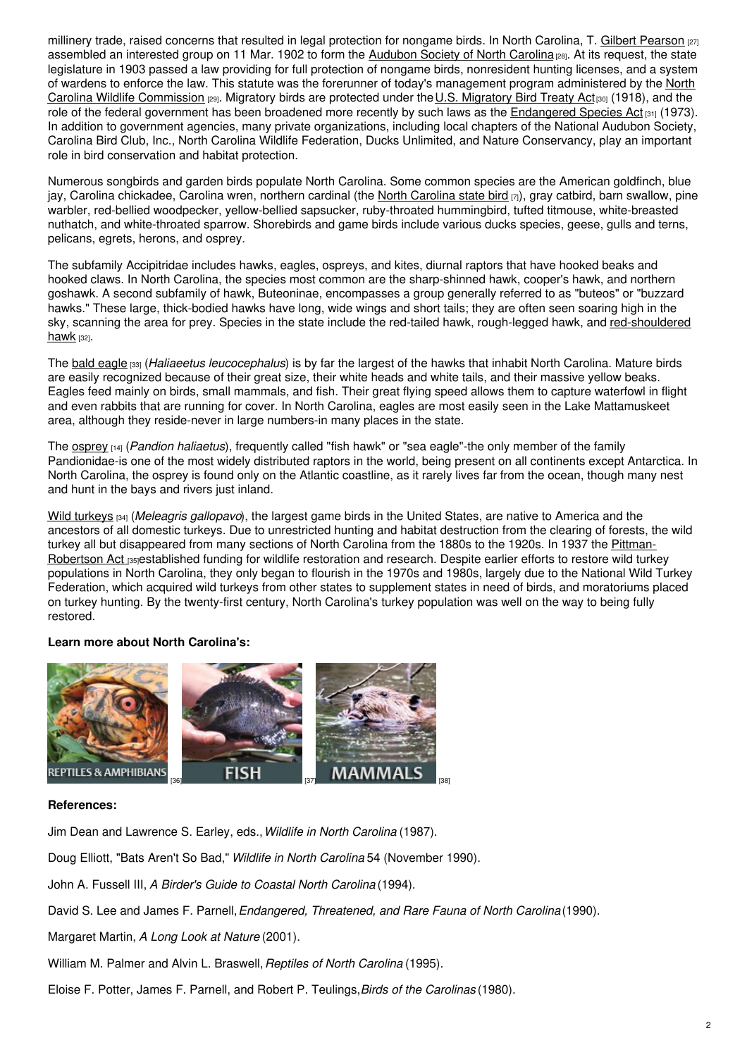millinery trade, raised concerns that resulted in legal protection for nongame birds. In North Carolina, T. Gilbert Pearson [27] assembled an interested group on 11 Mar. 1902 to form the Audubon Society of North Carolina [28]. At its request, the state legislature in 1903 passed a law providing for full protection of nongame birds, nonresident hunting licenses, and a system of wardens to enforce the law. This statute was the forerunner of today's management program administered by the North Carolina Wildlife Commission [29]. Migratory birds are protected under the U.S. Migratory Bird Treaty Act [30] (1918), and the role of the federal government has been broadened more recently by such laws as the Endangered Species Act [31] (1973). In addition to government agencies, many private organizations, including local chapters of the National Audubon Society, Carolina Bird Club, Inc., North Carolina Wildlife Federation, Ducks Unlimited, and Nature Conservancy, play an important role in bird conservation and habitat protection.

Numerous songbirds and garden birds populate North Carolina. Some common species are the American goldfinch, blue jay, Carolina chickadee, Carolina wren, northern cardinal (the North Carolina state bird [7]), gray catbird, barn swallow, pine warbler, red-bellied woodpecker, yellow-bellied sapsucker, ruby-throated hummingbird, tufted titmouse, white-breasted nuthatch, and white-throated sparrow. Shorebirds and game birds include various ducks species, geese, gulls and terns, pelicans, egrets, herons, and osprey.

The subfamily Accipitridae includes hawks, eagles, ospreys, and kites, diurnal raptors that have hooked beaks and hooked claws. In North Carolina, the species most common are the sharp-shinned hawk, cooper's hawk, and northern goshawk. A second subfamily of hawk, Buteoninae, encompasses a group generally referred to as "buteos" or "buzzard hawks." These large, thick-bodied hawks have long, wide wings and short tails; they are often seen soaring high in the sky, scanning the area for prey. Species in the state include the red-tailed hawk, rough-legged hawk, and red-shouldered hawk [32].

The bald eagle [33] (*Haliaeetus leucocephalus*) is by far the largest of the hawks that inhabit North Carolina. Mature birds are easily recognized because of their great size, their white heads and white tails, and their massive yellow beaks. Eagles feed mainly on birds, small mammals, and fish. Their great flying speed allows them to capture waterfowl in flight and even rabbits that are running for cover. In North Carolina, eagles are most easily seen in the Lake Mattamuskeet area, although they reside-never in large numbers-in many places in the state.

The osprey [14] (*Pandion haliaetus*), frequently called "fish hawk" or "sea eagle"-the only member of the family Pandionidae-is one of the most widely distributed raptors in the world, being present on all continents except Antarctica. In North Carolina, the osprey is found only on the Atlantic coastline, as it rarely lives far from the ocean, though many nest and hunt in the bays and rivers just inland.

Wild turkeys [34] (*Meleagris gallopavo*), the largest game birds in the United States, are native to America and the ancestors of all domestic turkeys. Due to unrestricted hunting and habitat destruction from the clearing of forests, the wild turkey all but disappeared from many sections of North Carolina from the 1880s to the 1920s. In 1937 the Pittman-Robertson Act [35] established funding for wildlife restoration and research. Despite earlier efforts to restore wild turkey populations in North Carolina, they only began to flourish in the 1970s and 1980s, largely due to the National Wild Turkey Federation, which acquired wild turkeys from other states to supplement states in need of birds, and moratoriums placed on turkey hunting. By the twenty-first century, North Carolina's turkey population was well on the way to being fully restored.

**Learn more about North Carolina's:**

REPTILES & AMPHIBIANS [36] FISH [37] MAMMALS [38]

**References:**

Jim Dean and Lawrence S. Earley, eds., *Wildlife in North Carolina* (1987).

Doug Elliott, "Bats Aren't So Bad," *Wildlife in North Carolina* 54 (November 1990).

John A. Fussell III, *A Birder's Guide to Coastal North Carolina* (1994).

David S. Lee and James F. Parnell, *Endangered, Threatened, and Rare Fauna of North Carolina* (1990).

Margaret Martin, *A Long Look at Nature* (2001).

William M. Palmer and Alvin L. Braswell, *Reptiles of North Carolina* (1995).

Eloise F. Potter, James F. Parnell, and Robert P. Teulings, *Birds of the Carolinas* (1980).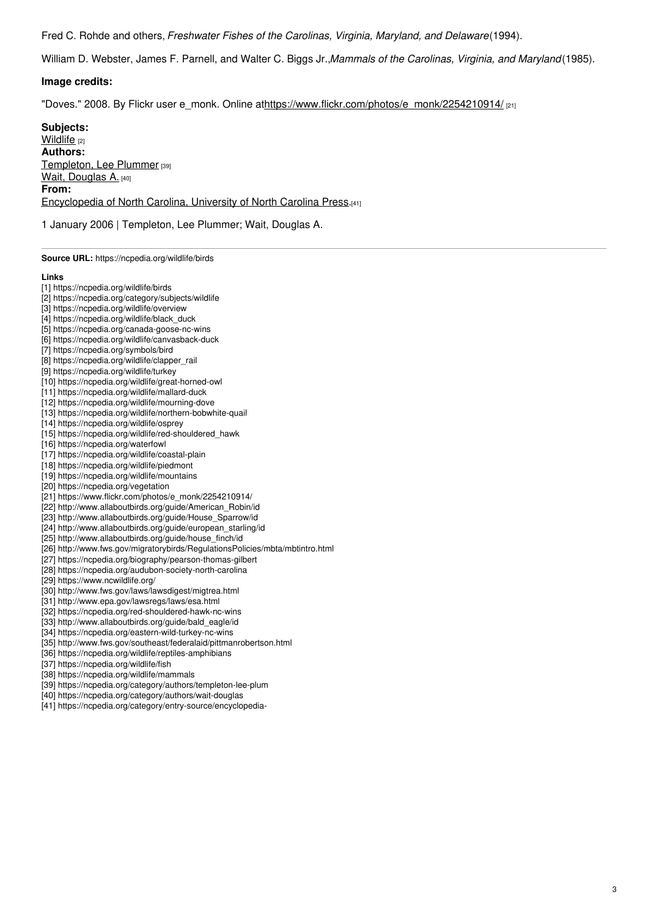Fred C. Rohde and others, *Freshwater Fishes of the Carolinas, Virginia, Maryland, and Delaware* (1994).

William D. Webster, James F. Parnell, and Walter C. Biggs Jr., *Mammals of the Carolinas, Virginia, and Maryland* (1985).

**Image credits:**

"Doves." 2008. By Flickr user e_monk. Online at https://www.flickr.com/photos/e_monk/2254210914/ [21]

**Subjects:**
Wildlife [2]
**Authors:**
Templeton, Lee Plummer [39]
Wait, Douglas A. [40]
**From:**
Encyclopedia of North Carolina, University of North Carolina Press. [41]

1 January 2006 | Templeton, Lee Plummer; Wait, Douglas A.

**Source URL:** https://ncpedia.org/wildlife/birds

**Links**
[1] https://ncpedia.org/wildlife/birds
[2] https://ncpedia.org/category/subjects/wildlife
[3] https://ncpedia.org/wildlife/overview
[4] https://ncpedia.org/wildlife/black_duck
[5] https://ncpedia.org/canada-goose-nc-wins
[6] https://ncpedia.org/wildlife/canvasback-duck
[7] https://ncpedia.org/symbols/bird
[8] https://ncpedia.org/wildlife/clapper_rail
[9] https://ncpedia.org/wildlife/turkey
[10] https://ncpedia.org/wildlife/great-horned-owl
[11] https://ncpedia.org/wildlife/mallard-duck
[12] https://ncpedia.org/wildlife/mourning-dove
[13] https://ncpedia.org/wildlife/northern-bobwhite-quail
[14] https://ncpedia.org/wildlife/osprey
[15] https://ncpedia.org/wildlife/red-shouldered_hawk
[16] https://ncpedia.org/waterfowl
[17] https://ncpedia.org/wildlife/coastal-plain
[18] https://ncpedia.org/wildlife/piedmont
[19] https://ncpedia.org/wildlife/mountains
[20] https://ncpedia.org/vegetation
[21] https://www.flickr.com/photos/e_monk/2254210914/
[22] http://www.allaboutbirds.org/guide/American_Robin/id
[23] http://www.allaboutbirds.org/guide/House_Sparrow/id
[24] http://www.allaboutbirds.org/guide/european_starling/id
[25] http://www.allaboutbirds.org/guide/house_finch/id
[26] http://www.fws.gov/migratorybirds/RegulationsPolicies/mbta/mbtintro.html
[27] https://ncpedia.org/biography/pearson-thomas-gilbert
[28] https://ncpedia.org/audubon-society-north-carolina
[29] https://www.ncwildlife.org/
[30] http://www.fws.gov/laws/lawsdigest/migtrea.html
[31] http://www.epa.gov/lawsregs/laws/esa.html
[32] https://ncpedia.org/red-shouldered-hawk-nc-wins
[33] http://www.allaboutbirds.org/guide/bald_eagle/id
[34] https://ncpedia.org/eastern-wild-turkey-nc-wins
[35] http://www.fws.gov/southeast/federalaid/pittmanrobertson.html
[36] https://ncpedia.org/wildlife/reptiles-amphibians
[37] https://ncpedia.org/wildlife/fish
[38] https://ncpedia.org/wildlife/mammals
[39] https://ncpedia.org/category/authors/templeton-lee-plum
[40] https://ncpedia.org/category/authors/wait-douglas
[41] https://ncpedia.org/category/entry-source/encyclopedia-